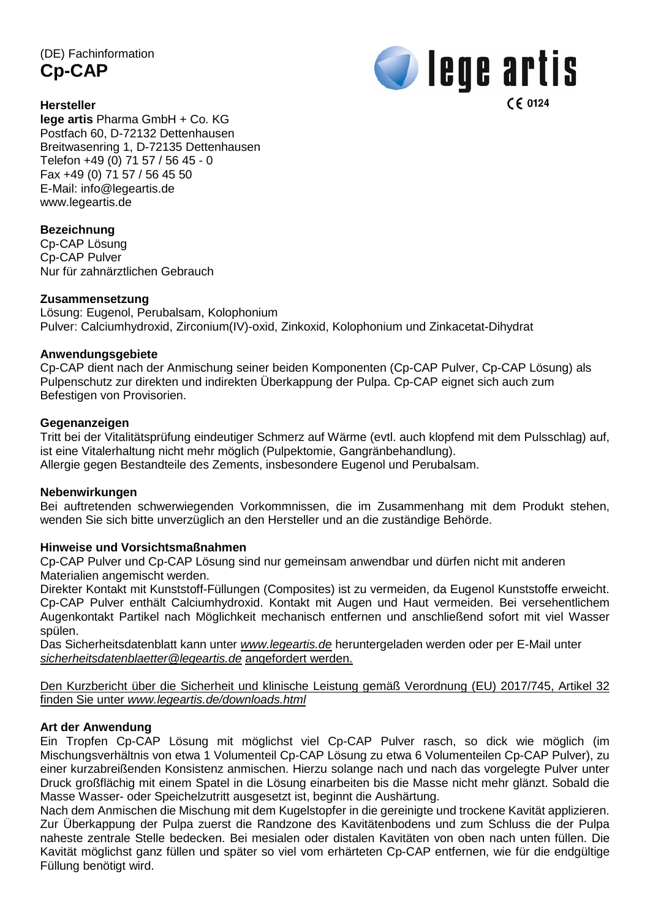(DE) Fachinformation

# Cp-CAP

lege artis

CE 0124

**Hersteller**
**lege artis** Pharma GmbH + Co. KG
Postfach 60, D-72132 Dettenhausen
Breitwasenring 1, D-72135 Dettenhausen
Telefon +49 (0) 71 57 / 56 45 - 0
Fax +49 (0) 71 57 / 56 45 50
E-Mail: info@legeartis.de
www.legeartis.de

**Bezeichnung**
Cp-CAP Lösung
Cp-CAP Pulver
Nur für zahnärztlichen Gebrauch

**Zusammensetzung**
Lösung: Eugenol, Perubalsam, Kolophonium
Pulver: Calciumhydroxid, Zirconium(IV)-oxid, Zinkoxid, Kolophonium und Zinkacetat-Dihydrat

**Anwendungsgebiete**
Cp-CAP dient nach der Anmischung seiner beiden Komponenten (Cp-CAP Pulver, Cp-CAP Lösung) als Pulpenschutz zur direkten und indirekten Überkappung der Pulpa. Cp-CAP eignet sich auch zum Befestigen von Provisorien.

**Gegenanzeigen**
Tritt bei der Vitalitätsprüfung eindeutiger Schmerz auf Wärme (evtl. auch klopfend mit dem Pulsschlag) auf, ist eine Vitalerhaltung nicht mehr möglich (Pulpektomie, Gangränbehandlung).
Allergie gegen Bestandteile des Zements, insbesondere Eugenol und Perubalsam.

**Nebenwirkungen**
Bei auftretenden schwerwiegenden Vorkommnissen, die im Zusammenhang mit dem Produkt stehen, wenden Sie sich bitte unverzüglich an den Hersteller und an die zuständige Behörde.

**Hinweise und Vorsichtsmaßnahmen**
Cp-CAP Pulver und Cp-CAP Lösung sind nur gemeinsam anwendbar und dürfen nicht mit anderen Materialien angemischt werden.
Direkter Kontakt mit Kunststoff-Füllungen (Composites) ist zu vermeiden, da Eugenol Kunststoffe erweicht. Cp-CAP Pulver enthält Calciumhydroxid. Kontakt mit Augen und Haut vermeiden. Bei versehentlichem Augenkontakt Partikel nach Möglichkeit mechanisch entfernen und anschließend sofort mit viel Wasser spülen.
Das Sicherheitsdatenblatt kann unter *www.legeartis.de* heruntergeladen werden oder per E-Mail unter *sicherheitsdatenblaetter@legeartis.de* angefordert werden.

Den Kurzbericht über die Sicherheit und klinische Leistung gemäß Verordnung (EU) 2017/745, Artikel 32 finden Sie unter *www.legeartis.de/downloads.html*

**Art der Anwendung**
Ein Tropfen Cp-CAP Lösung mit möglichst viel Cp-CAP Pulver rasch, so dick wie möglich (im Mischungsverhältnis von etwa 1 Volumenteil Cp-CAP Lösung zu etwa 6 Volumenteilen Cp-CAP Pulver), zu einer kurzabreißenden Konsistenz anmischen. Hierzu solange nach und nach das vorgelegte Pulver unter Druck großflächig mit einem Spatel in die Lösung einarbeiten bis die Masse nicht mehr glänzt. Sobald die Masse Wasser- oder Speichelzutritt ausgesetzt ist, beginnt die Aushärtung.
Nach dem Anmischen die Mischung mit dem Kugelstopfer in die gereinigte und trockene Kavität applizieren. Zur Überkappung der Pulpa zuerst die Randzone des Kavitätenbodens und zum Schluss die der Pulpa naheste zentrale Stelle bedecken. Bei mesialen oder distalen Kavitäten von oben nach unten füllen. Die Kavität möglichst ganz füllen und später so viel vom erhärteten Cp-CAP entfernen, wie für die endgültige Füllung benötigt wird.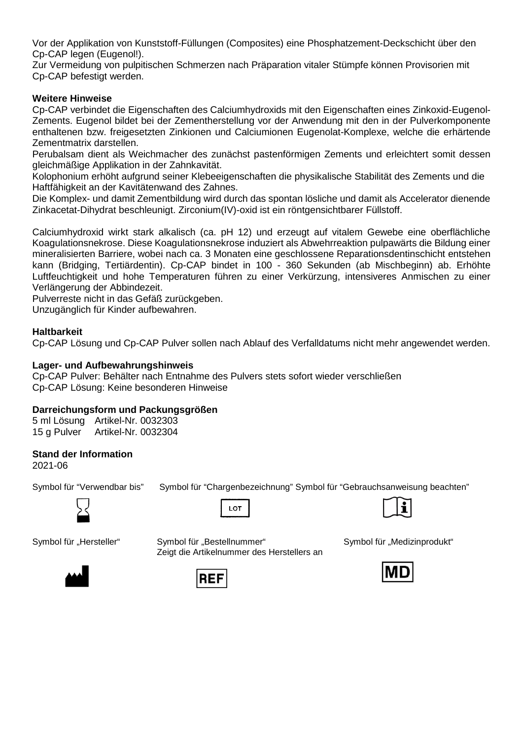Vor der Applikation von Kunststoff-Füllungen (Composites) eine Phosphatzement-Deckschicht über den Cp-CAP legen (Eugenol!).
Zur Vermeidung von pulpitischen Schmerzen nach Präparation vitaler Stümpfe können Provisorien mit Cp-CAP befestigt werden.

**Weitere Hinweise**

Cp-CAP verbindet die Eigenschaften des Calciumhydroxids mit den Eigenschaften eines Zinkoxid-Eugenol-Zements. Eugenol bildet bei der Zementherstellung vor der Anwendung mit den in der Pulverkomponente enthaltenen bzw. freigesetzten Zinkionen und Calciumionen Eugenolat-Komplexe, welche die erhärtende Zementmatrix darstellen.
Perubalsam dient als Weichmacher des zunächst pastenförmigen Zements und erleichtert somit dessen gleichmäßige Applikation in der Zahnkavität.
Kolophonium erhöht aufgrund seiner Klebeeigenschaften die physikalische Stabilität des Zements und die Haftfähigkeit an der Kavitätenwand des Zahnes.
Die Komplex- und damit Zementbildung wird durch das spontan lösliche und damit als Accelerator dienende Zinkacetat-Dihydrat beschleunigt. Zirconium(IV)-oxid ist ein röntgensichtbarer Füllstoff.

Calciumhydroxid wirkt stark alkalisch (ca. pH 12) und erzeugt auf vitalem Gewebe eine oberflächliche Koagulationsnekrose. Diese Koagulationsnekrose induziert als Abwehrreaktion pulpawärts die Bildung einer mineralisierten Barriere, wobei nach ca. 3 Monaten eine geschlossene Reparationsdentinschicht entstehen kann (Bridging, Tertiärdentin). Cp-CAP bindet in 100 - 360 Sekunden (ab Mischbeginn) ab. Erhöhte Luftfeuchtigkeit und hohe Temperaturen führen zu einer Verkürzung, intensiveres Anmischen zu einer Verlängerung der Abbindezeit.
Pulverreste nicht in das Gefäß zurückgeben.
Unzugänglich für Kinder aufbewahren.

**Haltbarkeit**

Cp-CAP Lösung und Cp-CAP Pulver sollen nach Ablauf des Verfalldatums nicht mehr angewendet werden.

**Lager- und Aufbewahrungshinweis**

Cp-CAP Pulver: Behälter nach Entnahme des Pulvers stets sofort wieder verschließen
Cp-CAP Lösung: Keine besonderen Hinweise

**Darreichungsform und Packungsgrößen**

5 ml Lösung Artikel-Nr. 0032303
15 g Pulver Artikel-Nr. 0032304

**Stand der Information**

2021-06

Symbol für "Verwendbar bis" Symbol für "Chargenbezeichnung" Symbol für "Gebrauchsanweisung beachten"

LOT

Symbol für „Hersteller" Symbol für „Bestellnummer" Zeigt die Artikelnummer des Herstellers an Symbol für „Medizinprodukt"

REF

MD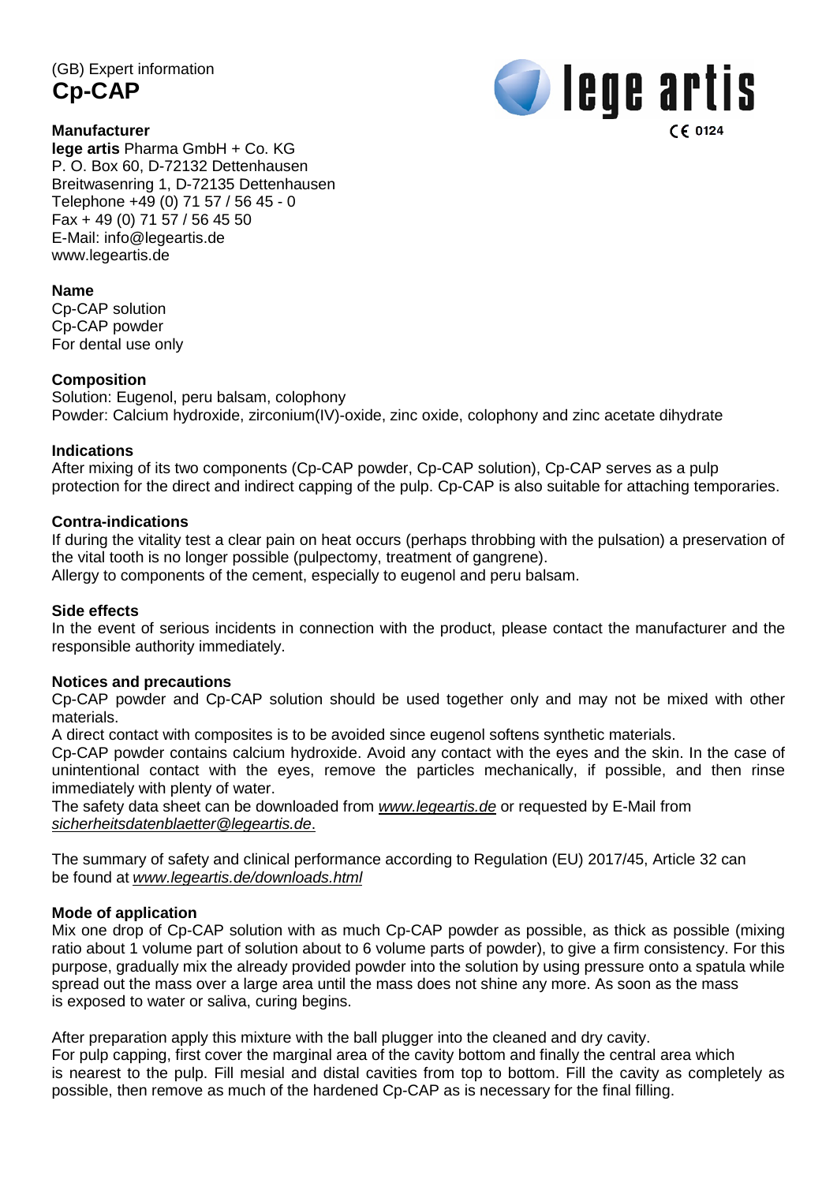(GB) Expert information

# Cp-CAP

lege artis

CE 0124

## Manufacturer

**lege artis** Pharma GmbH + Co. KG
P. O. Box 60, D-72132 Dettenhausen
Breitwasenring 1, D-72135 Dettenhausen
Telephone +49 (0) 71 57 / 56 45 - 0
Fax + 49 (0) 71 57 / 56 45 50
E-Mail: info@legeartis.de
www.legeartis.de

## Name

Cp-CAP solution
Cp-CAP powder
For dental use only

## Composition

Solution: Eugenol, peru balsam, colophony
Powder: Calcium hydroxide, zirconium(IV)-oxide, zinc oxide, colophony and zinc acetate dihydrate

## Indications

After mixing of its two components (Cp-CAP powder, Cp-CAP solution), Cp-CAP serves as a pulp protection for the direct and indirect capping of the pulp. Cp-CAP is also suitable for attaching temporaries.

## Contra-indications

If during the vitality test a clear pain on heat occurs (perhaps throbbing with the pulsation) a preservation of the vital tooth is no longer possible (pulpectomy, treatment of gangrene).
Allergy to components of the cement, especially to eugenol and peru balsam.

## Side effects

In the event of serious incidents in connection with the product, please contact the manufacturer and the responsible authority immediately.

## Notices and precautions

Cp-CAP powder and Cp-CAP solution should be used together only and may not be mixed with other materials.
A direct contact with composites is to be avoided since eugenol softens synthetic materials.
Cp-CAP powder contains calcium hydroxide. Avoid any contact with the eyes and the skin. In the case of unintentional contact with the eyes, remove the particles mechanically, if possible, and then rinse immediately with plenty of water.
The safety data sheet can be downloaded from *www.legeartis.de* or requested by E-Mail from *sicherheitsdatenblaetter@legeartis.de*.

The summary of safety and clinical performance according to Regulation (EU) 2017/45, Article 32 can be found at *www.legeartis.de/downloads.html*

## Mode of application

Mix one drop of Cp-CAP solution with as much Cp-CAP powder as possible, as thick as possible (mixing ratio about 1 volume part of solution about to 6 volume parts of powder), to give a firm consistency. For this purpose, gradually mix the already provided powder into the solution by using pressure onto a spatula while spread out the mass over a large area until the mass does not shine any more. As soon as the mass is exposed to water or saliva, curing begins.

After preparation apply this mixture with the ball plugger into the cleaned and dry cavity.
For pulp capping, first cover the marginal area of the cavity bottom and finally the central area which is nearest to the pulp. Fill mesial and distal cavities from top to bottom. Fill the cavity as completely as possible, then remove as much of the hardened Cp-CAP as is necessary for the final filling.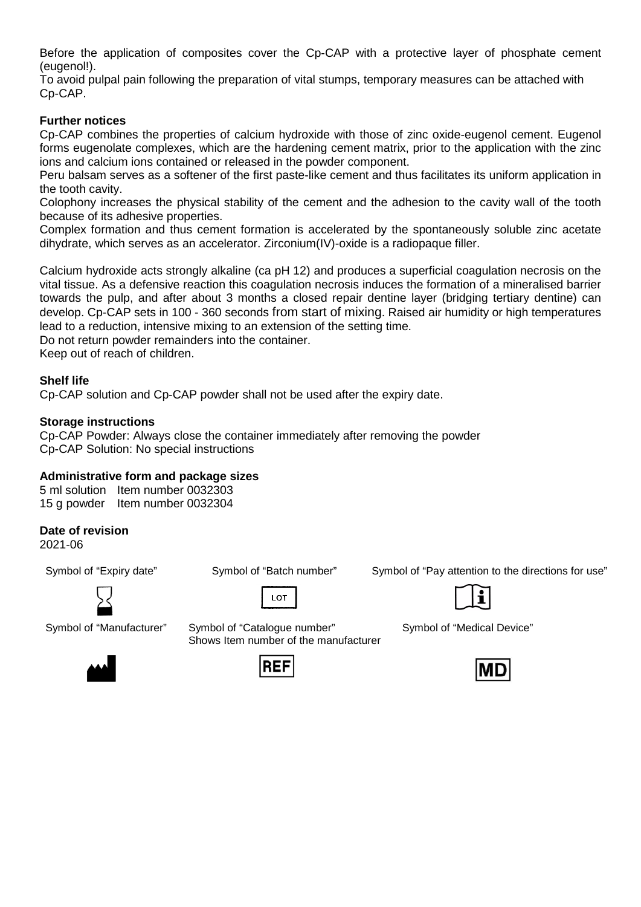Before the application of composites cover the Cp-CAP with a protective layer of phosphate cement (eugenol!).
To avoid pulpal pain following the preparation of vital stumps, temporary measures can be attached with Cp-CAP.

**Further notices**

Cp-CAP combines the properties of calcium hydroxide with those of zinc oxide-eugenol cement. Eugenol forms eugenolate complexes, which are the hardening cement matrix, prior to the application with the zinc ions and calcium ions contained or released in the powder component.
Peru balsam serves as a softener of the first paste-like cement and thus facilitates its uniform application in the tooth cavity.
Colophony increases the physical stability of the cement and the adhesion to the cavity wall of the tooth because of its adhesive properties.
Complex formation and thus cement formation is accelerated by the spontaneously soluble zinc acetate dihydrate, which serves as an accelerator. Zirconium(IV)-oxide is a radiopaque filler.

Calcium hydroxide acts strongly alkaline (ca pH 12) and produces a superficial coagulation necrosis on the vital tissue. As a defensive reaction this coagulation necrosis induces the formation of a mineralised barrier towards the pulp, and after about 3 months a closed repair dentine layer (bridging tertiary dentine) can develop. Cp-CAP sets in 100 - 360 seconds from start of mixing. Raised air humidity or high temperatures lead to a reduction, intensive mixing to an extension of the setting time.
Do not return powder remainders into the container.
Keep out of reach of children.

**Shelf life**

Cp-CAP solution and Cp-CAP powder shall not be used after the expiry date.

**Storage instructions**

Cp-CAP Powder: Always close the container immediately after removing the powder
Cp-CAP Solution: No special instructions

**Administrative form and package sizes**

5 ml solution Item number 0032303
15 g powder Item number 0032304

**Date of revision**

2021-06

Symbol of "Expiry date"

Symbol of "Batch number"

LOT

Symbol of "Pay attention to the directions for use"

Symbol of "Manufacturer"

Symbol of "Catalogue number"
Shows Item number of the manufacturer

REF

Symbol of "Medical Device"

MD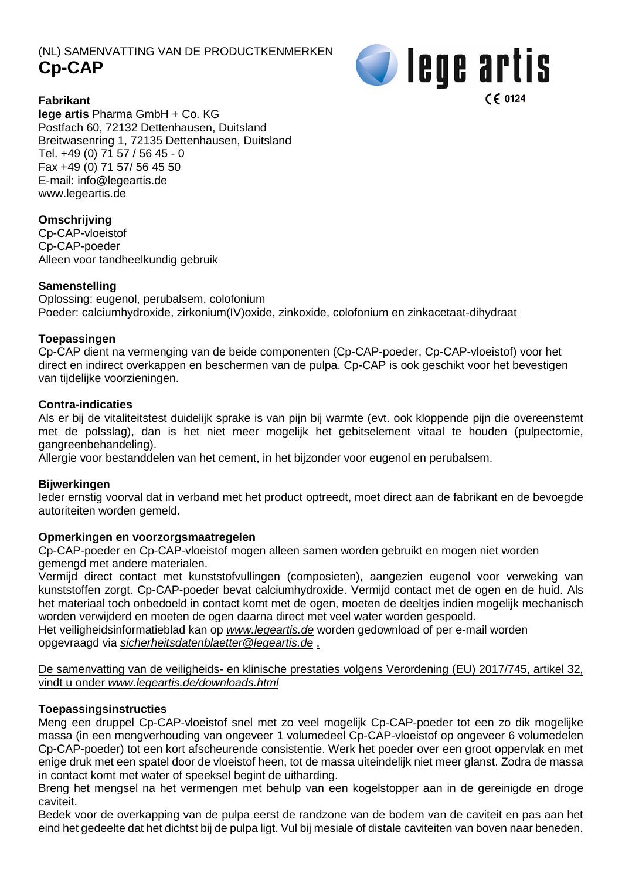(NL) SAMENVATTING VAN DE PRODUCTKENMERKEN

# Cp-CAP

lege artis

CE 0124

**Fabrikant**
**lege artis** Pharma GmbH + Co. KG
Postfach 60, 72132 Dettenhausen, Duitsland
Breitwasenring 1, 72135 Dettenhausen, Duitsland
Tel. +49 (0) 71 57 / 56 45 - 0
Fax +49 (0) 71 57/ 56 45 50
E-mail: info@legeartis.de
www.legeartis.de

**Omschrijving**
Cp-CAP-vloeistof
Cp-CAP-poeder
Alleen voor tandheelkundig gebruik

**Samenstelling**
Oplossing: eugenol, perubalsem, colofonium
Poeder: calciumhydroxide, zirkonium(IV)oxide, zinkoxide, colofonium en zinkacetaat-dihydraat

**Toepassingen**
Cp-CAP dient na vermenging van de beide componenten (Cp-CAP-poeder, Cp-CAP-vloeistof) voor het direct en indirect overkappen en beschermen van de pulpa. Cp-CAP is ook geschikt voor het bevestigen van tijdelijke voorzieningen.

**Contra-indicaties**
Als er bij de vitaliteitstest duidelijk sprake is van pijn bij warmte (evt. ook kloppende pijn die overeenstemt met de polsslag), dan is het niet meer mogelijk het gebitselement vitaal te houden (pulpectomie, gangreenbehandeling).
Allergie voor bestanddelen van het cement, in het bijzonder voor eugenol en perubalsem.

**Bijwerkingen**
Ieder ernstig voorval dat in verband met het product optreedt, moet direct aan de fabrikant en de bevoegde autoriteiten worden gemeld.

**Opmerkingen en voorzorgsmaatregelen**
Cp-CAP-poeder en Cp-CAP-vloeistof mogen alleen samen worden gebruikt en mogen niet worden gemengd met andere materialen.
Vermijd direct contact met kunststofvullingen (composieten), aangezien eugenol voor verweking van kunststoffen zorgt. Cp-CAP-poeder bevat calciumhydroxide. Vermijd contact met de ogen en de huid. Als het materiaal toch onbedoeld in contact komt met de ogen, moeten de deeltjes indien mogelijk mechanisch worden verwijderd en moeten de ogen daarna direct met veel water worden gespoeld.
Het veiligheidsinformatieblad kan op *www.legeartis.de* worden gedownload of per e-mail worden opgevraagd via *sicherheitsdatenblaetter@legeartis.de* .

De samenvatting van de veiligheids- en klinische prestaties volgens Verordening (EU) 2017/745, artikel 32, vindt u onder *www.legeartis.de/downloads.html*

**Toepassingsinstructies**
Meng een druppel Cp-CAP-vloeistof snel met zo veel mogelijk Cp-CAP-poeder tot een zo dik mogelijke massa (in een mengverhouding van ongeveer 1 volumedeel Cp-CAP-vloeistof op ongeveer 6 volumedelen Cp-CAP-poeder) tot een kort afscheurende consistentie. Werk het poeder over een groot oppervlak en met enige druk met een spatel door de vloeistof heen, tot de massa uiteindelijk niet meer glanst. Zodra de massa in contact komt met water of speeksel begint de uitharding.
Breng het mengsel na het vermengen met behulp van een kogelstopper aan in de gereinigde en droge caviteit.
Bedek voor de overkapping van de pulpa eerst de randzone van de bodem van de caviteit en pas aan het eind het gedeelte dat het dichtst bij de pulpa ligt. Vul bij mesiale of distale caviteiten van boven naar beneden.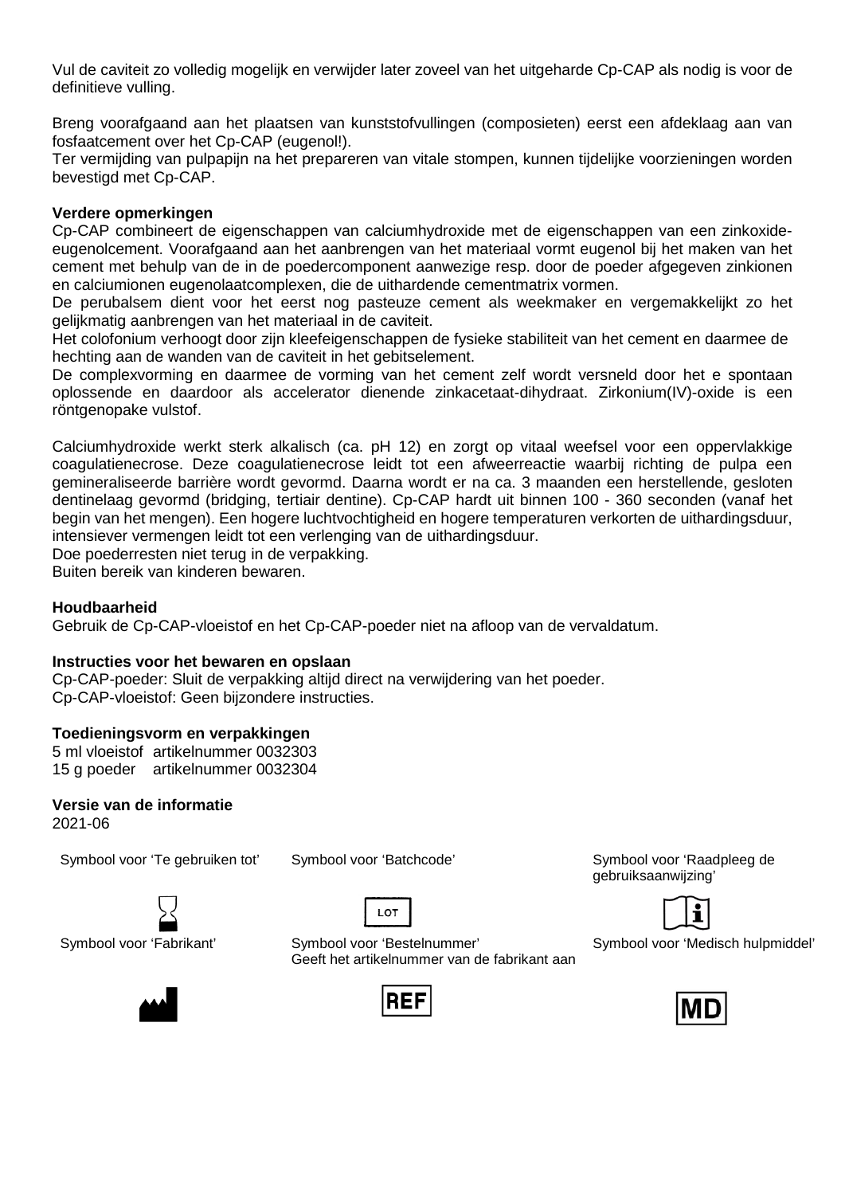Vul de caviteit zo volledig mogelijk en verwijder later zoveel van het uitgeharde Cp-CAP als nodig is voor de definitieve vulling.

Breng voorafgaand aan het plaatsen van kunststofvullingen (composieten) eerst een afdeklaag aan van fosfaatcement over het Cp-CAP (eugenol!).
Ter vermijding van pulpapijn na het prepareren van vitale stompen, kunnen tijdelijke voorzieningen worden bevestigd met Cp-CAP.

**Verdere opmerkingen**
Cp-CAP combineert de eigenschappen van calciumhydroxide met de eigenschappen van een zinkoxide-eugenolcement. Voorafgaand aan het aanbrengen van het materiaal vormt eugenol bij het maken van het cement met behulp van de in de poedercomponent aanwezige resp. door de poeder afgegeven zinkionen en calciumionen eugenolaatcomplexen, die de uithardende cementmatrix vormen.
De perubalsem dient voor het eerst nog pasteuze cement als weekmaker en vergemakkelijkt zo het gelijkmatig aanbrengen van het materiaal in de caviteit.
Het colofonium verhoogt door zijn kleefeigenschappen de fysieke stabiliteit van het cement en daarmee de hechting aan de wanden van de caviteit in het gebitselement.
De complexvorming en daarmee de vorming van het cement zelf wordt versneld door het e spontaan oplossende en daardoor als accelerator dienende zinkacetaat-dihydraat. Zirkonium(IV)-oxide is een röntgenopake vulstof.

Calciumhydroxide werkt sterk alkalisch (ca. pH 12) en zorgt op vitaal weefsel voor een oppervlakkige coagulatienecrose. Deze coagulatienecrose leidt tot een afweerreactie waarbij richting de pulpa een gemineraliseerde barrière wordt gevormd. Daarna wordt er na ca. 3 maanden een herstellende, gesloten dentinelaag gevormd (bridging, tertiair dentine). Cp-CAP hardt uit binnen 100 - 360 seconden (vanaf het begin van het mengen). Een hogere luchtvochtigheid en hogere temperaturen verkorten de uithardingsduur, intensiever vermengen leidt tot een verlenging van de uithardingsduur.
Doe poederresten niet terug in de verpakking.
Buiten bereik van kinderen bewaren.

**Houdbaarheid**
Gebruik de Cp-CAP-vloeistof en het Cp-CAP-poeder niet na afloop van de vervaldatum.

**Instructies voor het bewaren en opslaan**
Cp-CAP-poeder: Sluit de verpakking altijd direct na verwijdering van het poeder.
Cp-CAP-vloeistof: Geen bijzondere instructies.

**Toedieningsvorm en verpakkingen**
5 ml vloeistof artikelnummer 0032303
15 g poeder artikelnummer 0032304

**Versie van de informatie**
2021-06

| Symbool voor 'Te gebruiken tot' | Symbool voor 'Batchcode' | Symbool voor 'Raadpleeg de gebruiksaanwijzing' |
| --- | --- | --- |
| Symbool voor 'Fabrikant' | Symbool voor 'Bestelnummer' Geeft het artikelnummer van de fabrikant aan | Symbool voor 'Medisch hulpmiddel' |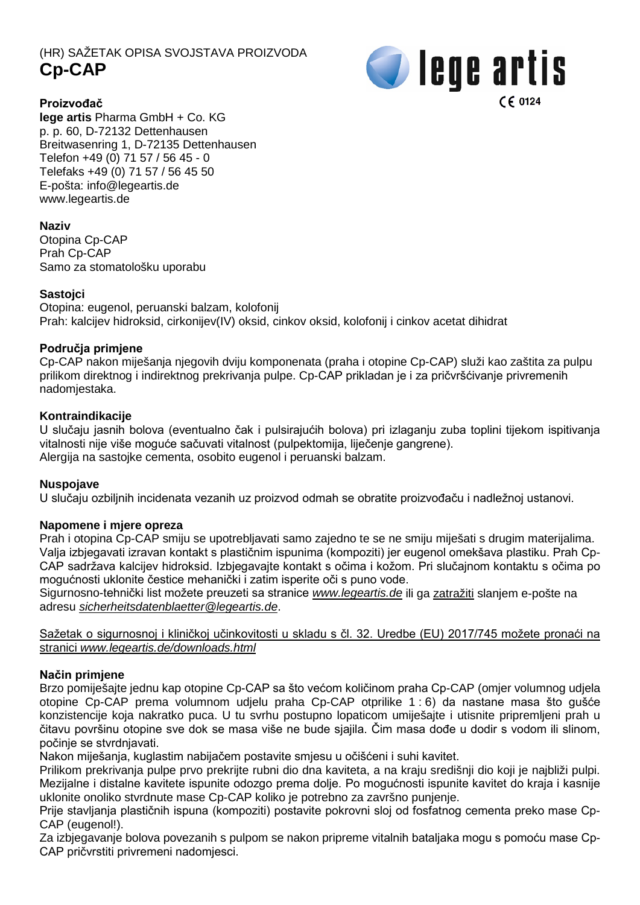(HR) SAŽETAK OPISA SVOJSTAVA PROIZVODA

# Cp-CAP

lege artis

CE 0124

**Proizvođač**
**lege artis** Pharma GmbH + Co. KG
p. p. 60, D-72132 Dettenhausen
Breitwasenring 1, D-72135 Dettenhausen
Telefon +49 (0) 71 57 / 56 45 - 0
Telefaks +49 (0) 71 57 / 56 45 50
E-pošta: info@legeartis.de
www.legeartis.de

**Naziv**
Otopina Cp-CAP
Prah Cp-CAP
Samo za stomatološku uporabu

**Sastojci**
Otopina: eugenol, peruanski balzam, kolofonij
Prah: kalcijev hidroksid, cirkonijev(IV) oksid, cinkov oksid, kolofonij i cinkov acetat dihidrat

**Područja primjene**
Cp-CAP nakon miješanja njegovih dviju komponenata (praha i otopine Cp-CAP) služi kao zaštita za pulpu prilikom direktnog i indirektnog prekrivanja pulpe. Cp-CAP prikladan je i za pričvršćivanje privremenih nadomjestaka.

**Kontraindikacije**
U slučaju jasnih bolova (eventualno čak i pulsirajućih bolova) pri izlaganju zuba toplini tijekom ispitivanja vitalnosti nije više moguće sačuvati vitalnost (pulpektomija, liječenje gangrene).
Alergija na sastojke cementa, osobito eugenol i peruanski balzam.

**Nuspojave**
U slučaju ozbiljnih incidenata vezanih uz proizvod odmah se obratite proizvođaču i nadležnoj ustanovi.

**Napomene i mjere opreza**
Prah i otopina Cp-CAP smiju se upotrebljavati samo zajedno te se ne smiju miješati s drugim materijalima. Valja izbjegavati izravan kontakt s plastičnim ispunima (kompoziti) jer eugenol omekšava plastiku. Prah Cp-CAP sadržava kalcijev hidroksid. Izbjegavajte kontakt s očima i kožom. Pri slučajnom kontaktu s očima po mogućnosti uklonite čestice mehanički i zatim isperite oči s puno vode.
Sigurnosno-tehnički list možete preuzeti sa stranice *www.legeartis.de* ili ga zatražiti slanjem e-pošte na adresu *sicherheitsdatenblaetter@legeartis.de*.

Sažetak o sigurnosnoj i kliničkoj učinkovitosti u skladu s čl. 32. Uredbe (EU) 2017/745 možete pronaći na stranici *www.legeartis.de/downloads.html*

**Način primjene**
Brzo pomiješajte jednu kap otopine Cp-CAP sa što većom količinom praha Cp-CAP (omjer volumnog udjela otopine Cp-CAP prema volumnom udjelu praha Cp-CAP otprilike 1 : 6) da nastane masa što gušće konzistencije koja nakratko puca. U tu svrhu postupno lopaticom umiješajte i utisnite pripremljeni prah u čitavu površinu otopine sve dok se masa više ne bude sjajila. Čim masa dođe u dodir s vodom ili slinom, počinje se stvrdnjavati.
Nakon miješanja, kuglastim nabijačem postavite smjesu u očišćeni i suhi kavitet.
Prilikom prekrivanja pulpe prvo prekrijte rubni dio dna kaviteta, a na kraju središnji dio koji je najbliži pulpi. Mezijalne i distalne kavitete ispunite odozgo prema dolje. Po mogućnosti ispunite kavitet do kraja i kasnije uklonite onoliko stvrdnute mase Cp-CAP koliko je potrebno za završno punjenje.
Prije stavljanja plastičnih ispuna (kompoziti) postavite pokrovni sloj od fosfatnog cementa preko mase Cp-CAP (eugenol!).
Za izbjegavanje bolova povezanih s pulpom se nakon pripreme vitalnih bataljaka mogu s pomoću mase Cp-CAP pričvrstiti privremeni nadomjesci.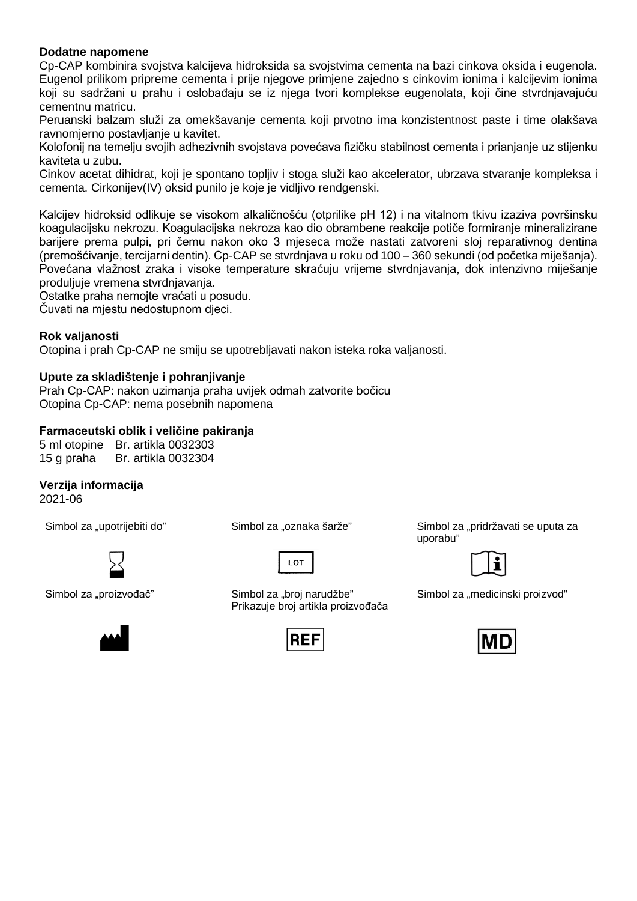**Dodatne napomene**

Cp-CAP kombinira svojstva kalcijeva hidroksida sa svojstvima cementa na bazi cinkova oksida i eugenola. Eugenol prilikom pripreme cementa i prije njegove primjene zajedno s cinkovim ionima i kalcijevim ionima koji su sadržani u prahu i oslobađaju se iz njega tvori komplekse eugenolata, koji čine stvrdnjavajuću cementnu matricu.

Peruanski balzam služi za omekšavanje cementa koji prvotno ima konzistentnost paste i time olakšava ravnomjerno postavljanje u kavitet.

Kolofonij na temelju svojih adhezivnih svojstava povećava fizičku stabilnost cementa i prianjanje uz stijenku kaviteta u zubu.

Cinkov acetat dihidrat, koji je spontano topljiv i stoga služi kao akcelerator, ubrzava stvaranje kompleksa i cementa. Cirkonijev(IV) oksid punilo je koje je vidljivo rendgenski.

Kalcijev hidroksid odlikuje se visokom alkaličnošću (otprilike pH 12) i na vitalnom tkivu izaziva površinsku koagulacijsku nekrozu. Koagulacijska nekroza kao dio obrambene reakcije potiče formiranje mineralizirane barijere prema pulpi, pri čemu nakon oko 3 mjeseca može nastati zatvoreni sloj reparativnog dentina (premošćivanje, tercijarni dentin). Cp-CAP se stvrdnjava u roku od 100 – 360 sekundi (od početka miješanja). Povećana vlažnost zraka i visoke temperature skraćuju vrijeme stvrdnjavanja, dok intenzivno miješanje produljuje vremena stvrdnjavanja.

Ostatke praha nemojte vraćati u posudu.

Čuvati na mjestu nedostupnom djeci.

**Rok valjanosti**

Otopina i prah Cp-CAP ne smiju se upotrebljavati nakon isteka roka valjanosti.

**Upute za skladištenje i pohranjivanje**

Prah Cp-CAP: nakon uzimanja praha uvijek odmah zatvorite bočicu
Otopina Cp-CAP: nema posebnih napomena

**Farmaceutski oblik i veličine pakiranja**

5 ml otopine Br. artikla 0032303
15 g praha Br. artikla 0032304

**Verzija informacija**

2021-06

Simbol za „upotrijebiti do”

Simbol za „oznaka šarže”

Simbol za „pridržavati se uputa za uporabu”

Simbol za „proizvođač”

Simbol za „broj narudžbe”
Prikazuje broj artikla proizvođača

Simbol za „medicinski proizvod”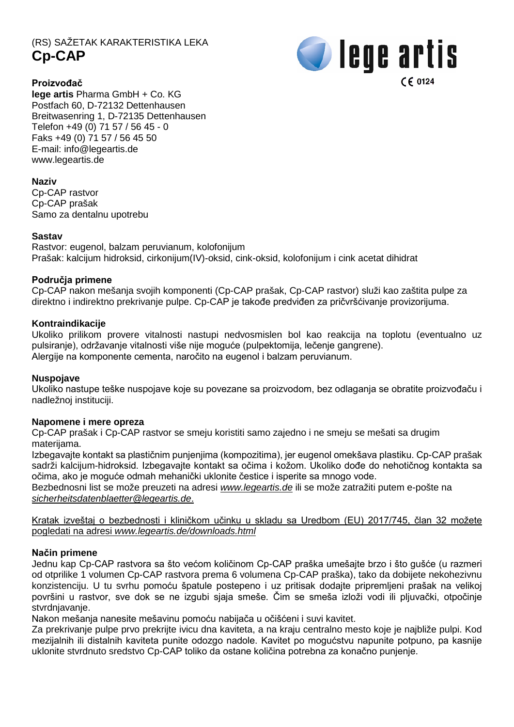(RS) SAŽETAK KARAKTERISTIKA LEKA

# Cp-CAP

lege artis

CE 0124

**Proizvođač**
**lege artis** Pharma GmbH + Co. KG
Postfach 60, D-72132 Dettenhausen
Breitwasenring 1, D-72135 Dettenhausen
Telefon +49 (0) 71 57 / 56 45 - 0
Faks +49 (0) 71 57 / 56 45 50
E-mail: info@legeartis.de
www.legeartis.de

**Naziv**
Cp-CAP rastvor
Cp-CAP prašak
Samo za dentalnu upotrebu

**Sastav**
Rastvor: eugenol, balzam peruvianum, kolofonijum
Prašak: kalcijum hidroksid, cirkonijum(IV)-oksid, cink-oksid, kolofonijum i cink acetat dihidrat

**Područja primene**
Cp-CAP nakon mešanja svojih komponenti (Cp-CAP prašak, Cp-CAP rastvor) služi kao zaštita pulpe za direktno i indirektno prekrivanje pulpe. Cp-CAP je takođe predviđen za pričvršćivanje provizorijuma.

**Kontraindikacije**
Ukoliko prilikom provere vitalnosti nastupi nedvosmislen bol kao reakcija na toplotu (eventualno uz pulsiranje), održavanje vitalnosti više nije moguće (pulpektomija, lečenje gangrene).
Alergije na komponente cementa, naročito na eugenol i balzam peruvianum.

**Nuspojave**
Ukoliko nastupe teške nuspojave koje su povezane sa proizvodom, bez odlaganja se obratite proizvođaču i nadležnoj instituciji.

**Napomene i mere opreza**
Cp-CAP prašak i Cp-CAP rastvor se smeju koristiti samo zajedno i ne smeju se mešati sa drugim materijama.
Izbegavajte kontakt sa plastičnim punjenjima (kompozitima), jer eugenol omekšava plastiku. Cp-CAP prašak sadrži kalcijum-hidroksid. Izbegavajte kontakt sa očima i kožom. Ukoliko dođe do nehotičnog kontakta sa očima, ako je moguće odmah mehanički uklonite čestice i isperite sa mnogo vode.
Bezbednosni list se može preuzeti na adresi *www.legeartis.de* ili se može zatražiti putem e-pošte na *sicherheitsdatenblaetter@legeartis.de*.

Kratak izveštaj o bezbednosti i kliničkom učinku u skladu sa Uredbom (EU) 2017/745, član 32 možete pogledati na adresi *www.legeartis.de/downloads.html*

**Način primene**
Jednu kap Cp-CAP rastvora sa što većom količinom Cp-CAP praška umešajte brzo i što gušće (u razmeri od otprilike 1 volumen Cp-CAP rastvora prema 6 volumena Cp-CAP praška), tako da dobijete nekohezivnu konzistenciju. U tu svrhu pomoću špatule postepeno i uz pritisak dodajte pripremljeni prašak na velikoj površini u rastvor, sve dok se ne izgubi sjaja smeše. Čim se smeša izloži vodi ili pljuvački, otpočinje stvrdnjavanje.
Nakon mešanja nanesite mešavinu pomoću nabijača u očišćeni i suvi kavitet.
Za prekrivanje pulpe prvo prekrijte ivicu dna kaviteta, a na kraju centralno mesto koje je najbliže pulpi. Kod mezijalnih ili distalnih kaviteta punite odozgo nadole. Kavitet po mogućstvu napunite potpuno, pa kasnije uklonite stvrdnuto sredstvo Cp-CAP toliko da ostane količina potrebna za konačno punjenje.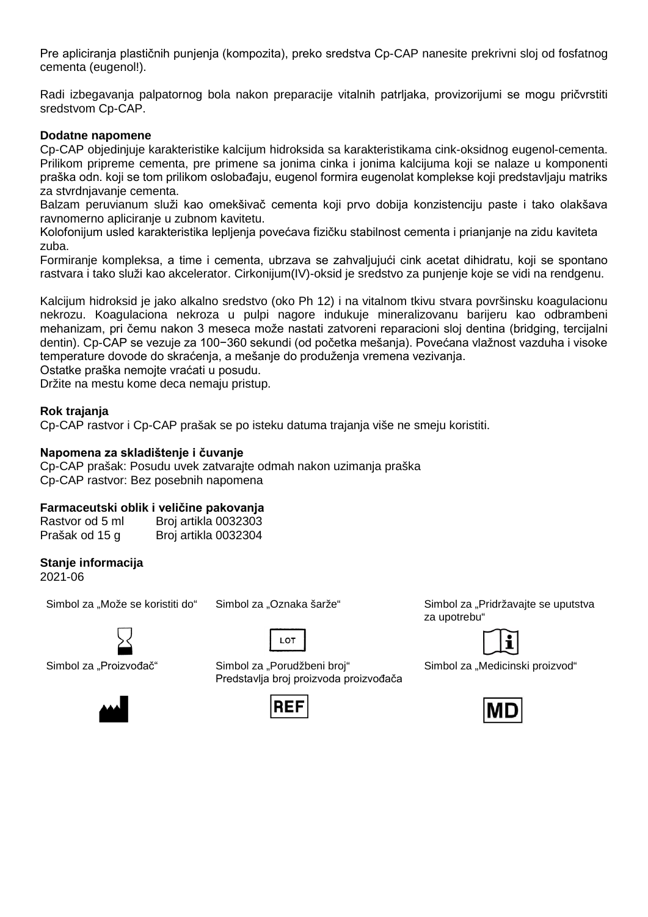Pre apliciranja plastičnih punjenja (kompozita), preko sredstva Cp-CAP nanesite prekrivni sloj od fosfatnog cementa (eugenol!).

Radi izbegavanja palpatornog bola nakon preparacije vitalnih patrljaka, provizorijumi se mogu pričvrstiti sredstvom Cp-CAP.

**Dodatne napomene**

Cp-CAP objedinjuje karakteristike kalcijum hidroksida sa karakteristikama cink-oksidnog eugenol-cementa. Prilikom pripreme cementa, pre primene sa jonima cinka i jonima kalcijuma koji se nalaze u komponenti praška odn. koji se tom prilikom oslobađaju, eugenol formira eugenolat komplekse koji predstavljaju matriks za stvrdnjavanje cementa.

Balzam peruvianum služi kao omekšivač cementa koji prvo dobija konzistenciju paste i tako olakšava ravnomerno apliciranje u zubnom kavitetu.

Kolofonijum usled karakteristika lepljenja povećava fizičku stabilnost cementa i prianjanje na zidu kaviteta zuba.

Formiranje kompleksa, a time i cementa, ubrzava se zahvaljujući cink acetat dihidratu, koji se spontano rastvara i tako služi kao akcelerator. Cirkonijum(IV)-oksid je sredstvo za punjenje koje se vidi na rendgenu.

Kalcijum hidroksid je jako alkalno sredstvo (oko Ph 12) i na vitalnom tkivu stvara površinsku koagulacionu nekrozu. Koagulaciona nekroza u pulpi nagore indukuje mineralizovanu barijeru kao odbrambeni mehanizam, pri čemu nakon 3 meseca može nastati zatvoreni reparacioni sloj dentina (bridging, tercijalni dentin). Cp-CAP se vezuje za 100−360 sekundi (od početka mešanja). Povećana vlažnost vazduha i visoke temperature dovode do skraćenja, a mešanje do produženja vremena vezivanja.

Ostatke praška nemojte vraćati u posudu.

Držite na mestu kome deca nemaju pristup.

**Rok trajanja**

Cp-CAP rastvor i Cp-CAP prašak se po isteku datuma trajanja više ne smeju koristiti.

**Napomena za skladištenje i čuvanje**

Cp-CAP prašak: Posudu uvek zatvarajte odmah nakon uzimanja praška

Cp-CAP rastvor: Bez posebnih napomena

**Farmaceutski oblik i veličine pakovanja**

| | |
|---|---|
| Rastvor od 5 ml | Broj artikla 0032303 |
| Prašak od 15 g | Broj artikla 0032304 |

**Stanje informacija**

2021-06

| | | |
|---|---|---|
| Simbol za „Može se koristiti do“ | Simbol za „Oznaka šarže“ | Simbol za „Pridržavajte se uputstva za upotrebu“ |
| | LOT | |
| Simbol za „Proizvođač“ | Simbol za „Porudžbeni broj“ Predstavlja broj proizvoda proizvođača | Simbol za „Medicinski proizvod“ |
| | REF | MD |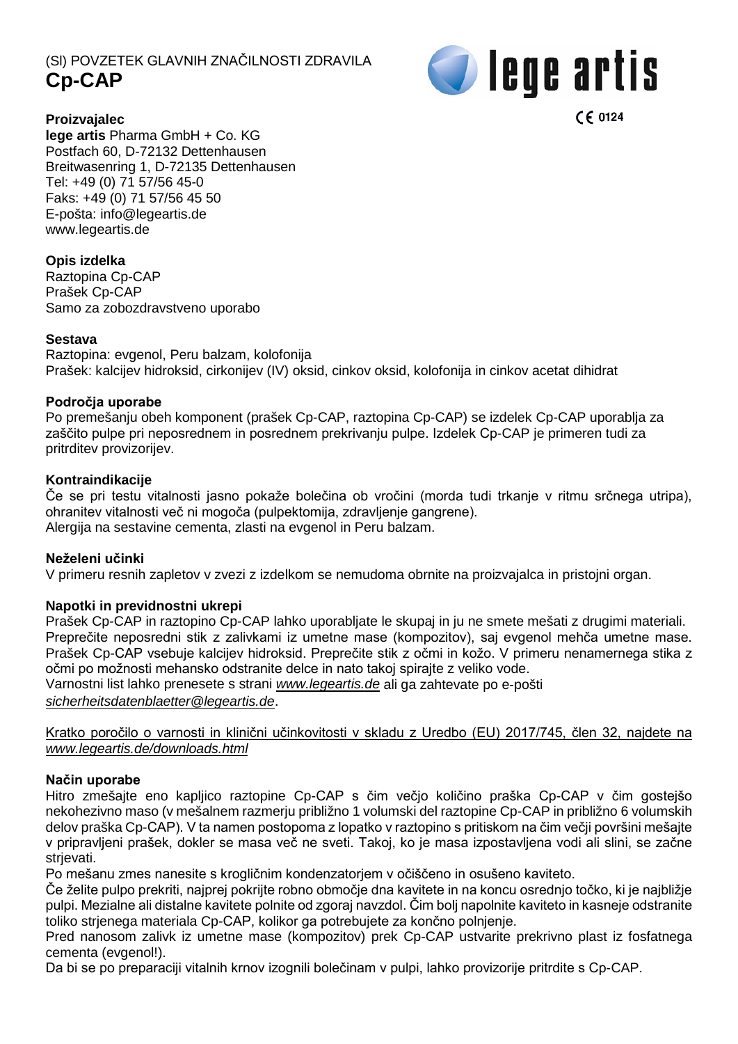(SI) POVZETEK GLAVNIH ZNAČILNOSTI ZDRAVILA

# Cp-CAP

lege artis

CE 0124

**Proizvajalec**
**lege artis** Pharma GmbH + Co. KG
Postfach 60, D-72132 Dettenhausen
Breitwasenring 1, D-72135 Dettenhausen
Tel: +49 (0) 71 57/56 45-0
Faks: +49 (0) 71 57/56 45 50
E-pošta: info@legeartis.de
www.legeartis.de

**Opis izdelka**
Raztopina Cp-CAP
Prašek Cp-CAP
Samo za zobozdravstveno uporabo

**Sestava**
Raztopina: evgenol, Peru balzam, kolofonija
Prašek: kalcijev hidroksid, cirkonijev (IV) oksid, cinkov oksid, kolofonija in cinkov acetat dihidrat

**Področja uporabe**
Po premešanju obeh komponent (prašek Cp-CAP, raztopina Cp-CAP) se izdelek Cp-CAP uporablja za zaščito pulpe pri neposrednem in posrednem prekrivanju pulpe. Izdelek Cp-CAP je primeren tudi za pritrditev provizorijev.

**Kontraindikacije**
Če se pri testu vitalnosti jasno pokaže bolečina ob vročini (morda tudi trkanje v ritmu srčnega utripa), ohranitev vitalnosti več ni mogoča (pulpektomija, zdravljenje gangrene).
Alergija na sestavine cementa, zlasti na evgenol in Peru balzam.

**Neželeni učinki**
V primeru resnih zapletov v zvezi z izdelkom se nemudoma obrnite na proizvajalca in pristojni organ.

**Napotki in previdnostni ukrepi**
Prašek Cp-CAP in raztopino Cp-CAP lahko uporabljate le skupaj in ju ne smete mešati z drugimi materiali. Preprečite neposredni stik z zalivkami iz umetne mase (kompozitov), saj evgenol mehča umetne mase. Prašek Cp-CAP vsebuje kalcijev hidroksid. Preprečite stik z očmi in kožo. V primeru nenamernega stika z očmi po možnosti mehansko odstranite delce in nato takoj spirajte z veliko vode.
Varnostni list lahko prenesete s strani *www.legeartis.de* ali ga zahtevate po e-pošti *sicherheitsdatenblaetter@legeartis.de*.

Kratko poročilo o varnosti in klinični učinkovitosti v skladu z Uredbo (EU) 2017/745, člen 32, najdete na *www.legeartis.de/downloads.html*

**Način uporabe**
Hitro zmešajte eno kapljico raztopine Cp-CAP s čim večjo količino praška Cp-CAP v čim gostejšo nekohezivno maso (v mešalnem razmerju približno 1 volumski del raztopine Cp-CAP in približno 6 volumskih delov praška Cp-CAP). V ta namen postopoma z lopatko v raztopino s pritiskom na čim večji površini mešajte v pripravljeni prašek, dokler se masa več ne sveti. Takoj, ko je masa izpostavljena vodi ali slini, se začne strjevati.
Po mešanu zmes nanesite s krogličnim kondenzatorjem v očiščeno in osušeno kaviteto.
Če želite pulpo prekriti, najprej pokrijte robno območje dna kavitete in na koncu osrednjo točko, ki je najbližje pulpi. Mezialne ali distalne kavitete polnite od zgoraj navzdol. Čim bolj napolnite kaviteto in kasneje odstranite toliko strjenega materiala Cp-CAP, kolikor ga potrebujete za končno polnjenje.
Pred nanosom zalivk iz umetne mase (kompozitov) prek Cp-CAP ustvarite prekrivno plast iz fosfatnega cementa (evgenol!).
Da bi se po preparaciji vitalnih krnov izognili bolečinam v pulpi, lahko provizorije pritrdite s Cp-CAP.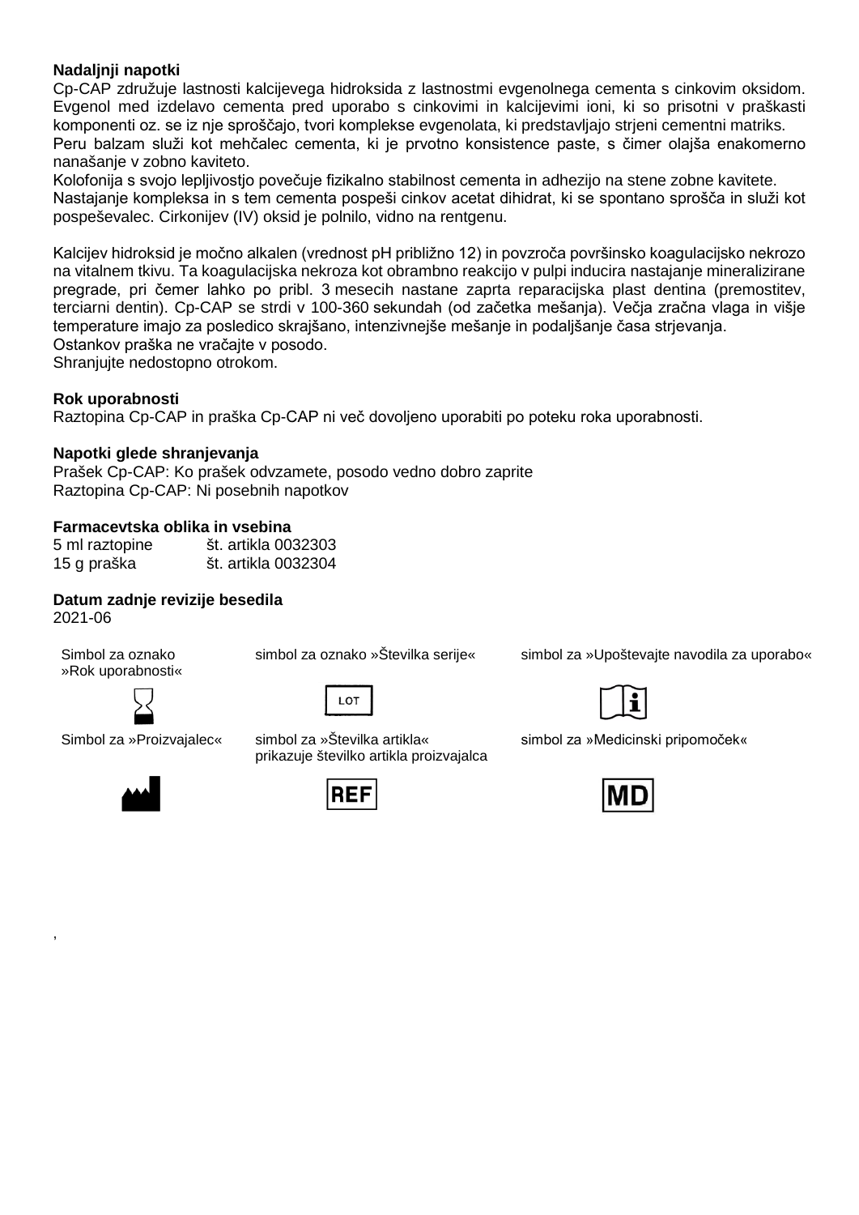**Nadaljnji napotki**

Cp-CAP združuje lastnosti kalcijevega hidroksida z lastnostmi evgenolnega cementa s cinkovim oksidom. Evgenol med izdelavo cementa pred uporabo s cinkovimi in kalcijevimi ioni, ki so prisotni v praškasti komponenti oz. se iz nje sproščajo, tvori komplekse evgenolata, ki predstavljajo strjeni cementni matriks.
Peru balzam služi kot mehčalec cementa, ki je prvotno konsistence paste, s čimer olajša enakomerno nanašanje v zobno kaviteto.
Kolofonija s svojo lepljivostjo povečuje fizikalno stabilnost cementa in adhezijo na stene zobne kavitete.
Nastajanje kompleksa in s tem cementa pospeši cinkov acetat dihidrat, ki se spontano sprošča in služi kot pospeševalec. Cirkonijev (IV) oksid je polnilo, vidno na rentgenu.

Kalcijev hidroksid je močno alkalen (vrednost pH približno 12) in povzroča površinsko koagulacijsko nekrozo na vitalnem tkivu. Ta koagulacijska nekroza kot obrambno reakcijo v pulpi inducira nastajanje mineralizirane pregrade, pri čemer lahko po pribl. 3 mesecih nastane zaprta reparacijska plast dentina (premostitev, terciarni dentin). Cp-CAP se strdi v 100-360 sekundah (od začetka mešanja). Večja zračna vlaga in višje temperature imajo za posledico skrajšano, intenzivnejše mešanje in podaljšanje časa strjevanja.
Ostankov praška ne vračajte v posodo.
Shranjujte nedostopno otrokom.

**Rok uporabnosti**

Raztopina Cp-CAP in praška Cp-CAP ni več dovoljeno uporabiti po poteku roka uporabnosti.

**Napotki glede shranjevanja**

Prašek Cp-CAP: Ko prašek odvzamete, posodo vedno dobro zaprite
Raztopina Cp-CAP: Ni posebnih napotkov

**Farmacevtska oblika in vsebina**

| | |
|---|---|
| 5 ml raztopine | št. artikla 0032303 |
| 15 g praška | št. artikla 0032304 |

**Datum zadnje revizije besedila**

2021-06

| | | |
|---|---|---|
| Simbol za oznako »Rok uporabnosti« | simbol za oznako »Številka serije« | simbol za »Upoštevajte navodila za uporabo« |
| Simbol za »Proizvajalec« | simbol za »Številka artikla« prikazuje številko artikla proizvajalca | simbol za »Medicinski pripomoček« |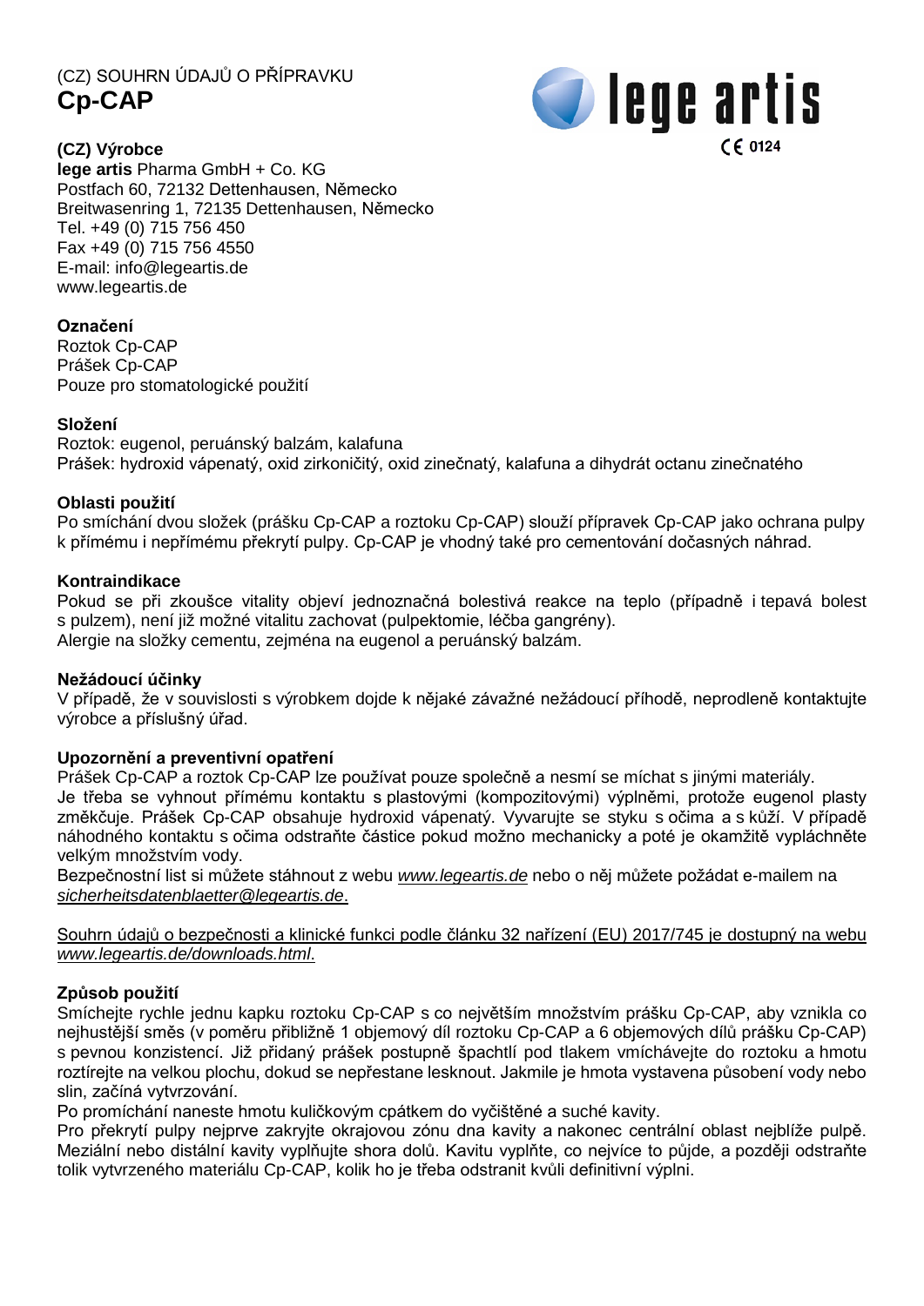(CZ) SOUHRN ÚDAJŮ O PŘÍPRAVKU

# Cp-CAP

lege artis

CE 0124

**(CZ) Výrobce**
**lege artis** Pharma GmbH + Co. KG
Postfach 60, 72132 Dettenhausen, Německo
Breitwasenring 1, 72135 Dettenhausen, Německo
Tel. +49 (0) 715 756 450
Fax +49 (0) 715 756 4550
E-mail: info@legeartis.de
www.legeartis.de

**Označení**
Roztok Cp-CAP
Prášek Cp-CAP
Pouze pro stomatologické použití

**Složení**
Roztok: eugenol, peruánský balzám, kalafuna
Prášek: hydroxid vápenatý, oxid zirkoničitý, oxid zinečnatý, kalafuna a dihydrát octanu zinečnatého

**Oblasti použití**
Po smíchání dvou složek (prášku Cp-CAP a roztoku Cp-CAP) slouží přípravek Cp-CAP jako ochrana pulpy k přímému i nepřímému překrytí pulpy. Cp-CAP je vhodný také pro cementování dočasných náhrad.

**Kontraindikace**
Pokud se při zkoušce vitality objeví jednoznačná bolestivá reakce na teplo (případně i tepavá bolest s pulzem), není již možné vitalitu zachovat (pulpektomie, léčba gangrény).
Alergie na složky cementu, zejména na eugenol a peruánský balzám.

**Nežádoucí účinky**
V případě, že v souvislosti s výrobkem dojde k nějaké závažné nežádoucí příhodě, neprodleně kontaktujte výrobce a příslušný úřad.

**Upozornění a preventivní opatření**
Prášek Cp-CAP a roztok Cp-CAP lze používat pouze společně a nesmí se míchat s jinými materiály.
Je třeba se vyhnout přímému kontaktu s plastovými (kompozitovými) výplněmi, protože eugenol plasty změkčuje. Prášek Cp-CAP obsahuje hydroxid vápenatý. Vyvarujte se styku s očima a s kůží. V případě náhodného kontaktu s očima odstraňte částice pokud možno mechanicky a poté je okamžitě vypláchněte velkým množstvím vody.
Bezpečnostní list si můžete stáhnout z webu *www.legeartis.de* nebo o něj můžete požádat e-mailem na *sicherheitsdatenblaetter@legeartis.de*.

Souhrn údajů o bezpečnosti a klinické funkci podle článku 32 nařízení (EU) 2017/745 je dostupný na webu *www.legeartis.de/downloads.html*.

**Způsob použití**
Smíchejte rychle jednu kapku roztoku Cp-CAP s co největším množstvím prášku Cp-CAP, aby vznikla co nejhustější směs (v poměru přibližně 1 objemový díl roztoku Cp-CAP a 6 objemových dílů prášku Cp-CAP) s pevnou konzistencí. Již přidaný prášek postupně špachtlí pod tlakem vmíchávejte do roztoku a hmotu roztírejte na velkou plochu, dokud se nepřestane lesknout. Jakmile je hmota vystavena působení vody nebo slin, začíná vytvrzování.
Po promíchání naneste hmotu kuličkovým cpátkem do vyčištěné a suché kavity.
Pro překrytí pulpy nejprve zakryjte okrajovou zónu dna kavity a nakonec centrální oblast nejblíže pulpě. Meziální nebo distální kavity vyplňujte shora dolů. Kavitu vyplňte, co nejvíce to půjde, a později odstraňte tolik vytvrzeného materiálu Cp-CAP, kolik ho je třeba odstranit kvůli definitivní výplni.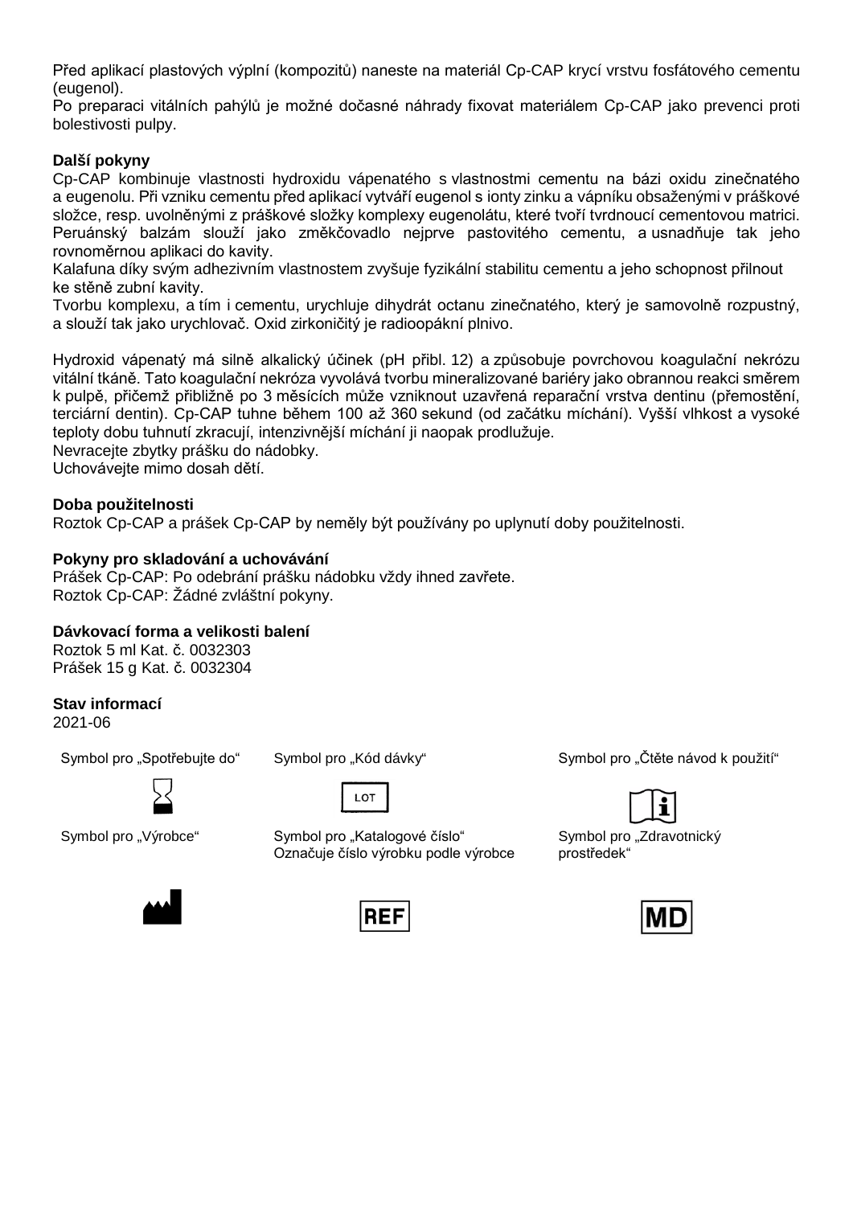Před aplikací plastových výplní (kompozitů) naneste na materiál Cp-CAP krycí vrstvu fosfátového cementu (eugenol).
Po preparaci vitálních pahýlů je možné dočasné náhrady fixovat materiálem Cp-CAP jako prevenci proti bolestivosti pulpy.

**Další pokyny**

Cp-CAP kombinuje vlastnosti hydroxidu vápenatého s vlastnostmi cementu na bázi oxidu zinečnatého a eugenolu. Při vzniku cementu před aplikací vytváří eugenol s ionty zinku a vápníku obsaženými v práškové složce, resp. uvolněnými z práškové složky komplexy eugenolátu, které tvoří tvrdnoucí cementovou matrici. Peruánský balzám slouží jako změkčovadlo nejprve pastovitého cementu, a usnadňuje tak jeho rovnoměrnou aplikaci do kavity.
Kalafuna díky svým adhezivním vlastnostem zvyšuje fyzikální stabilitu cementu a jeho schopnost přilnout ke stěně zubní kavity.
Tvorbu komplexu, a tím i cementu, urychluje dihydrát octanu zinečnatého, který je samovolně rozpustný, a slouží tak jako urychlovač. Oxid zirkoničitý je radioopákní plnivo.

Hydroxid vápenatý má silně alkalický účinek (pH přibl. 12) a způsobuje povrchovou koagulační nekrózu vitální tkáně. Tato koagulační nekróza vyvolává tvorbu mineralizované bariéry jako obrannou reakci směrem k pulpě, přičemž přibližně po 3 měsících může vzniknout uzavřená reparační vrstva dentinu (přemostění, terciární dentin). Cp-CAP tuhne během 100 až 360 sekund (od začátku míchání). Vyšší vlhkost a vysoké teploty dobu tuhnutí zkracují, intenzivnější míchání ji naopak prodlužuje.
Nevracejte zbytky prášku do nádobky.
Uchovávejte mimo dosah dětí.

**Doba použitelnosti**

Roztok Cp-CAP a prášek Cp-CAP by neměly být používány po uplynutí doby použitelnosti.

**Pokyny pro skladování a uchovávání**

Prášek Cp-CAP: Po odebrání prášku nádobku vždy ihned zavřete.
Roztok Cp-CAP: Žádné zvláštní pokyny.

**Dávkovací forma a velikosti balení**

Roztok 5 ml Kat. č. 0032303
Prášek 15 g Kat. č. 0032304

**Stav informací**

2021-06

Symbol pro „Spotřebujte do“

Symbol pro „Kód dávky“

LOT

Symbol pro „Čtěte návod k použití“

Symbol pro „Výrobce“

Symbol pro „Katalogové číslo“
Označuje číslo výrobku podle výrobce

REF

Symbol pro „Zdravotnický prostředek“

MD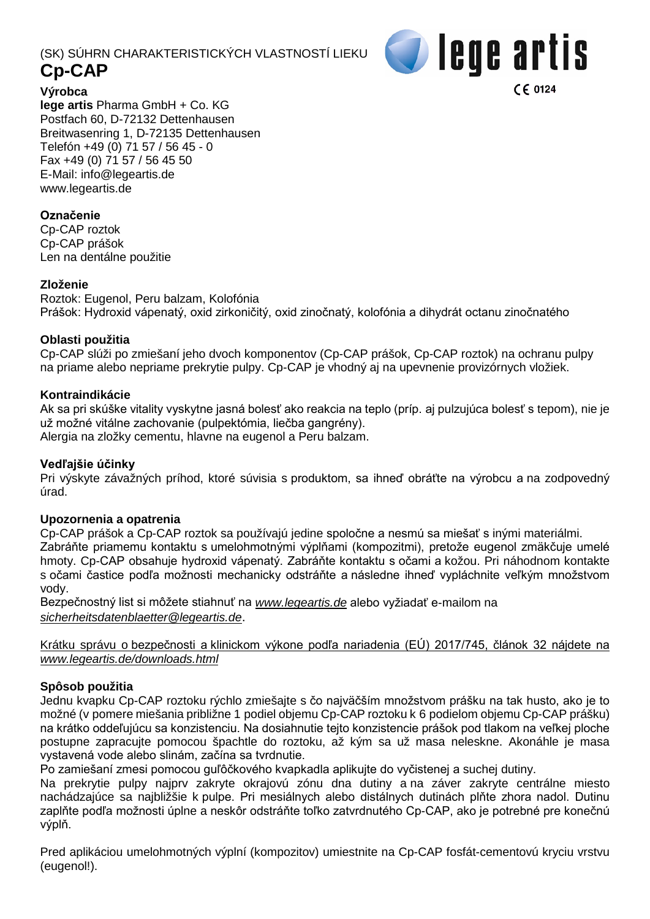(SK) SÚHRN CHARAKTERISTICKÝCH VLASTNOSTÍ LIEKU

# Cp-CAP

lege artis

CE 0124

**Výrobca**
**lege artis** Pharma GmbH + Co. KG
Postfach 60, D-72132 Dettenhausen
Breitwasenring 1, D-72135 Dettenhausen
Telefón +49 (0) 71 57 / 56 45 - 0
Fax +49 (0) 71 57 / 56 45 50
E-Mail: info@legeartis.de
www.legeartis.de

**Označenie**
Cp-CAP roztok
Cp-CAP prášok
Len na dentálne použitie

**Zloženie**
Roztok: Eugenol, Peru balzam, Kolofónia
Prášok: Hydroxid vápenatý, oxid zirkoničitý, oxid zinočnatý, kolofónia a dihydrát octanu zinočnatého

**Oblasti použitia**
Cp-CAP slúži po zmiešaní jeho dvoch komponentov (Cp-CAP prášok, Cp-CAP roztok) na ochranu pulpy na priame alebo nepriame prekrytie pulpy. Cp-CAP je vhodný aj na upevnenie provizórnych vložiek.

**Kontraindikácie**
Ak sa pri skúške vitality vyskytne jasná bolesť ako reakcia na teplo (príp. aj pulzujúca bolesť s tepom), nie je už možné vitálne zachovanie (pulpektómia, liečba gangrény).
Alergia na zložky cementu, hlavne na eugenol a Peru balzam.

**Vedľajšie účinky**
Pri výskyte závažných príhod, ktoré súvisia s produktom, sa ihneď obráťte na výrobcu a na zodpovedný úrad.

**Upozornenia a opatrenia**
Cp-CAP prášok a Cp-CAP roztok sa používajú jedine spoločne a nesmú sa miešať s inými materiálmi.
Zabráňte priamemu kontaktu s umelohmotnými výplňami (kompozitmi), pretože eugenol zmäkčuje umelé hmoty. Cp-CAP obsahuje hydroxid vápenatý. Zabráňte kontaktu s očami a kožou. Pri náhodnom kontakte s očami častice podľa možnosti mechanicky odstráňte a následne ihneď vypláchnite veľkým množstvom vody.
Bezpečnostný list si môžete stiahnuť na *www.legeartis.de* alebo vyžiadať e-mailom na *sicherheitsdatenblaetter@legeartis.de*.

Krátku správu o bezpečnosti a klinickom výkone podľa nariadenia (EÚ) 2017/745, článok 32 nájdete na *www.legeartis.de/downloads.html*

**Spôsob použitia**
Jednu kvapku Cp-CAP roztoku rýchlo zmiešajte s čo najväčším množstvom prášku na tak husto, ako je to možné (v pomere miešania približne 1 podiel objemu Cp-CAP roztoku k 6 podielom objemu Cp-CAP prášku) na krátko oddeľujúcu sa konzistenciu. Na dosiahnutie tejto konzistencie prášok pod tlakom na veľkej ploche postupne zapracujte pomocou špachtle do roztoku, až kým sa už masa neleskne. Akonáhle je masa vystavená vode alebo slinám, začína sa tvrdnutie.
Po zamiešaní zmesi pomocou guľôčkového kvapkadla aplikujte do vyčistenej a suchej dutiny.
Na prekrytie pulpy najprv zakryte okrajovú zónu dna dutiny a na záver zakryte centrálne miesto nachádzajúce sa najbližšie k pulpe. Pri mesiálnych alebo distálnych dutinách plňte zhora nadol. Dutinu zaplňte podľa možnosti úplne a neskôr odstráňte toľko zatvrdnutého Cp-CAP, ako je potrebné pre konečnú výplň.

Pred aplikáciou umelohmotných výplní (kompozitov) umiestnite na Cp-CAP fosfát-cementovú kryciu vrstvu (eugenol!).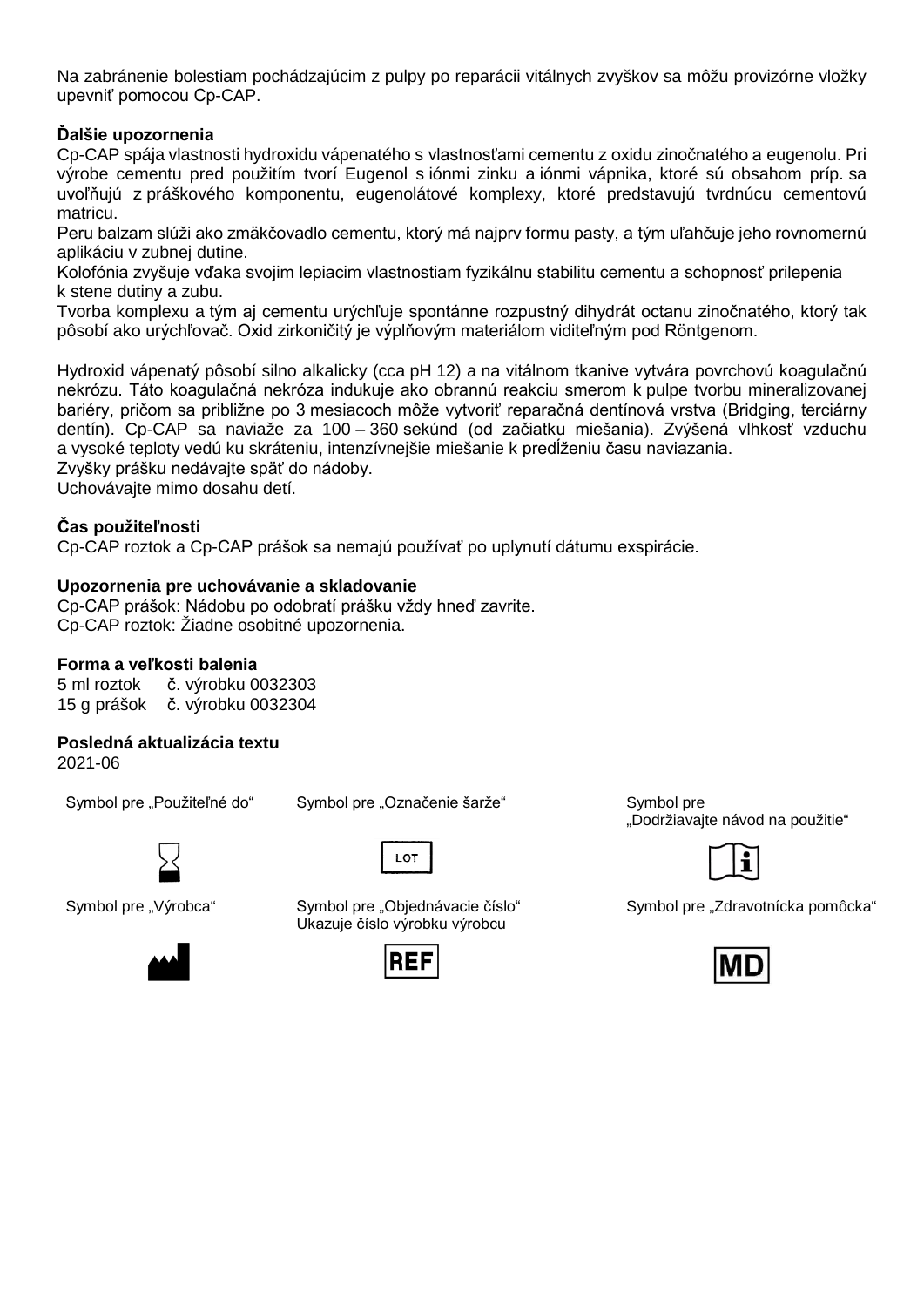Na zabránenie bolestiam pochádzajúcim z pulpy po reparácii vitálnych zvyškov sa môžu provizórne vložky upevniť pomocou Cp-CAP.

**Ďalšie upozornenia**

Cp-CAP spája vlastnosti hydroxidu vápenatého s vlastnosťami cementu z oxidu zinočnatého a eugenolu. Pri výrobe cementu pred použitím tvorí Eugenol s iónmi zinku a iónmi vápnika, ktoré sú obsahom príp. sa uvoľňujú z práškového komponentu, eugenolátové komplexy, ktoré predstavujú tvrdnúcu cementovú matricu.

Peru balzam slúži ako zmäkčovadlo cementu, ktorý má najprv formu pasty, a tým uľahčuje jeho rovnomernú aplikáciu v zubnej dutine.

Kolofónia zvyšuje vďaka svojim lepiacim vlastnostiam fyzikálnu stabilitu cementu a schopnosť prilepenia k stene dutiny a zubu.

Tvorba komplexu a tým aj cementu urýchľuje spontánne rozpustný dihydrát octanu zinočnatého, ktorý tak pôsobí ako urýchľovač. Oxid zirkoničitý je výplňovým materiálom viditeľným pod Röntgenom.

Hydroxid vápenatý pôsobí silno alkalicky (cca pH 12) a na vitálnom tkanive vytvára povrchovú koagulačnú nekrózu. Táto koagulačná nekróza indukuje ako obrannú reakciu smerom k pulpe tvorbu mineralizovanej bariéry, pričom sa približne po 3 mesiacoch môže vytvoriť reparačná dentínová vrstva (Bridging, terciárny dentín). Cp-CAP sa naviaže za 100 – 360 sekúnd (od začiatku miešania). Zvýšená vlhkosť vzduchu a vysoké teploty vedú ku skráteniu, intenzívnejšie miešanie k predĺženiu času naviazania.

Zvyšky prášku nedávajte späť do nádoby.

Uchovávajte mimo dosahu detí.

**Čas použiteľnosti**

Cp-CAP roztok a Cp-CAP prášok sa nemajú používať po uplynutí dátumu exspirácie.

**Upozornenia pre uchovávanie a skladovanie**

Cp-CAP prášok: Nádobu po odobratí prášku vždy hneď zavrite.
Cp-CAP roztok: Žiadne osobitné upozornenia.

**Forma a veľkosti balenia**

5 ml roztok č. výrobku 0032303
15 g prášok č. výrobku 0032304

**Posledná aktualizácia textu**

2021-06

Symbol pre „Použiteľné do"

Symbol pre „Označenie šarže"

LOT

Symbol pre „Dodržiavajte návod na použitie"

Symbol pre „Výrobca"

Symbol pre „Objednávacie číslo"
Ukazuje číslo výrobku výrobcu

REF

Symbol pre „Zdravotnícka pomôcka"

MD